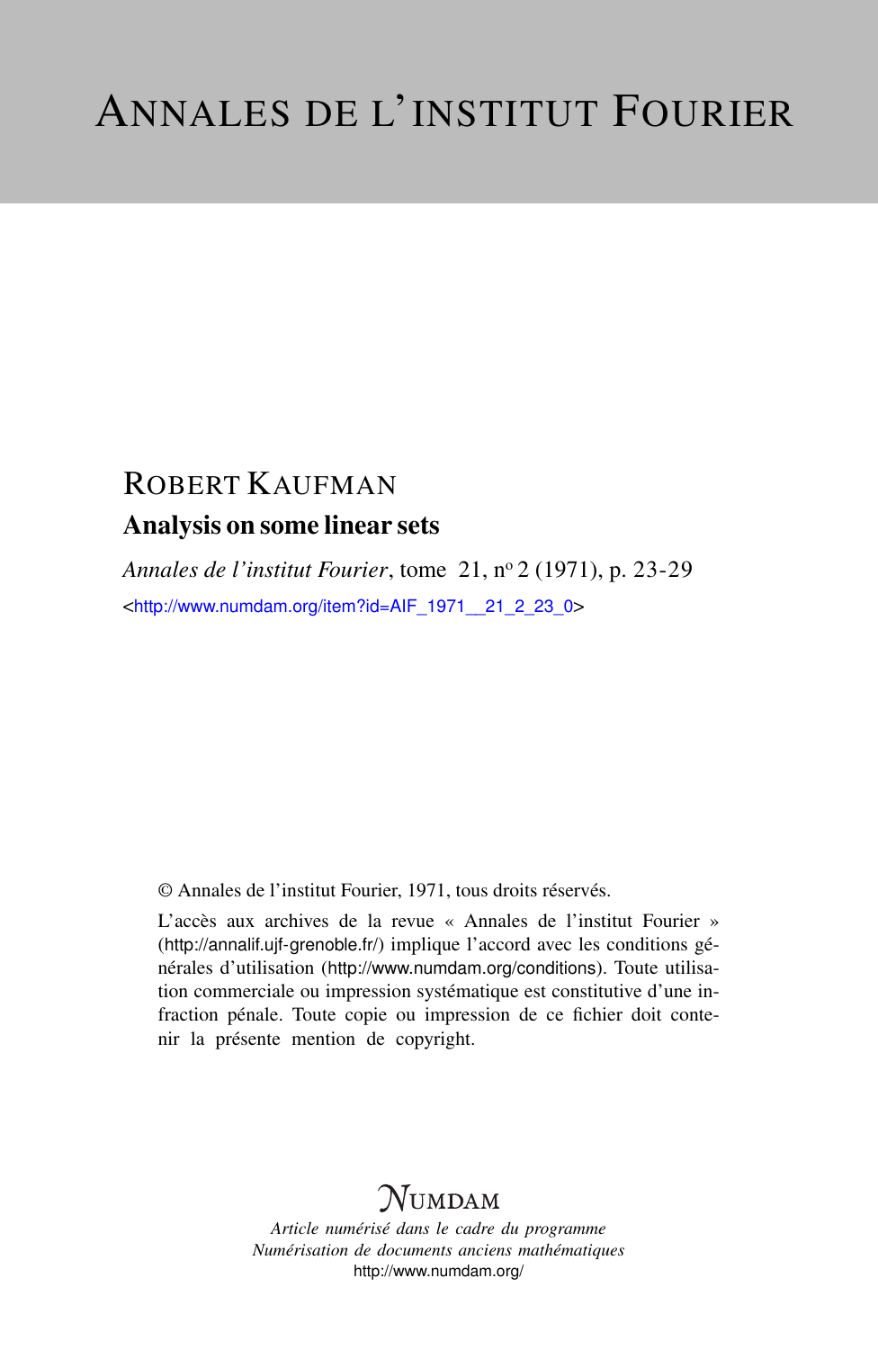# ANNALES DE L'INSTITUT FOURIER

ROBERT KAUFMAN

## Analysis on some linear sets

*Annales de l'institut Fourier*, tome 21, nº 2 (1971), p. 23-29

<http://www.numdam.org/item?id=AIF_1971__21_2_23_0>

© Annales de l'institut Fourier, 1971, tous droits réservés.

L'accès aux archives de la revue « Annales de l'institut Fourier » (http://annalif.ujf-grenoble.fr/) implique l'accord avec les conditions générales d'utilisation (http://www.numdam.org/conditions). Toute utilisation commerciale ou impression systématique est constitutive d'une infraction pénale. Toute copie ou impression de ce fichier doit contenir la présente mention de copyright.

NUMDAM

*Article numérisé dans le cadre du programme*
*Numérisation de documents anciens mathématiques*
http://www.numdam.org/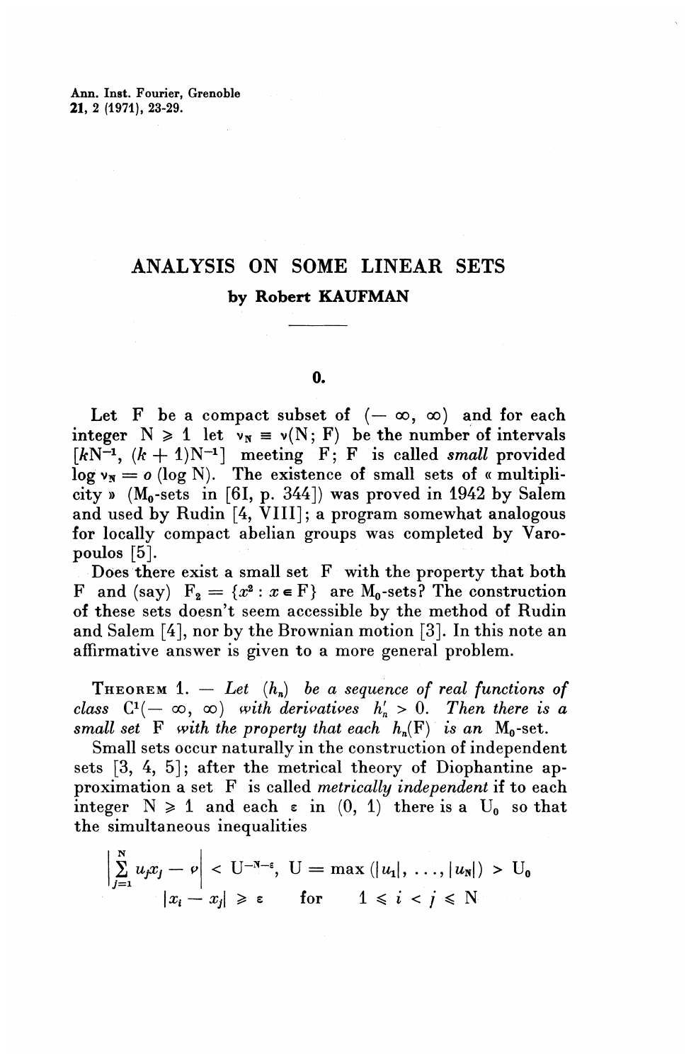# ANALYSIS ON SOME LINEAR SETS

**by Robert KAUFMAN**

## 0.

Let F be a compact subset of $(-\infty, \infty)$ and for each integer $N \geqslant 1$ let $\nu_N \equiv \nu(N; F)$ be the number of intervals $[kN^{-1}, (k+1)N^{-1}]$ meeting F; F is called *small* provided $\log \nu_N = o(\log N)$. The existence of small sets of « multiplicity » ($M_0$-sets in [6I, p. 344]) was proved in 1942 by Salem and used by Rudin [4, VIII]; a program somewhat analogous for locally compact abelian groups was completed by Varopoulos [5].

Does there exist a small set F with the property that both F and (say) $F_2 = \{x^2 : x \in F\}$ are $M_0$-sets? The construction of these sets doesn't seem accessible by the method of Rudin and Salem [4], nor by the Brownian motion [3]. In this note an affirmative answer is given to a more general problem.

THEOREM 1. — *Let* $(h_n)$ *be a sequence of real functions of class* $C^1(-\infty, \infty)$ *with derivatives* $h'_n > 0$. *Then there is a small set* F *with the property that each* $h_n(F)$ *is an* $M_0$*-set.*

Small sets occur naturally in the construction of independent sets [3, 4, 5]; after the metrical theory of Diophantine approximation a set F is called *metrically independent* if to each integer $N \geqslant 1$ and each $\varepsilon$ in $(0, 1)$ there is a $U_0$ so that the simultaneous inequalities

$$\left| \sum_{j=1}^{N} u_j x_j - v \right| < U^{-N-\varepsilon}, \ U = \max(|u_1|, \ldots, |u_N|) > U_0$$

$$|x_i - x_j| \geqslant \varepsilon \quad \text{for} \quad 1 \leqslant i < j \leqslant N$$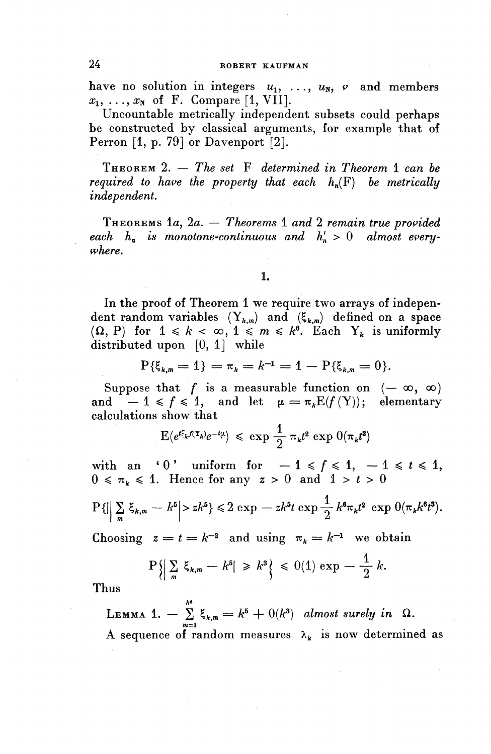have no solution in integers $u_1, \ldots, u_N$, $v$ and members $x_1, \ldots, x_N$ of F. Compare [1, VII].

Uncountable metrically independent subsets could perhaps be constructed by classical arguments, for example that of Perron [1, p. 79] or Davenport [2].

THEOREM 2. — *The set* F *determined in Theorem 1 can be required to have the property that each* $h_n(F)$ *be metrically independent.*

THEOREMS 1*a*, 2*a*. — *Theorems 1 and 2 remain true provided each* $h_n$ *is monotone-continuous and* $h'_n > 0$ *almost everywhere.*

## 1.

In the proof of Theorem 1 we require two arrays of independent random variables $(Y_{k,m})$ and $(\xi_{k,m})$ defined on a space $(\Omega, P)$ for $1 \leqslant k < \infty$, $1 \leqslant m \leqslant k^6$. Each $Y_k$ is uniformly distributed upon $[0, 1]$ while

$$P\{\xi_{k,m} = 1\} = \pi_k = k^{-1} = 1 - P\{\xi_{k,m} = 0\}.$$

Suppose that $f$ is a measurable function on $(-\infty, \infty)$ and $-1 \leqslant f \leqslant 1$, and let $\mu = \pi_k E(f(Y))$; elementary calculations show that

$$E(e^{t\xi_k f(Y_k)} e^{-t\mu}) \leqslant \exp \frac{1}{2} \pi_k t^2 \exp 0(\pi_k t^3)$$

with an '0' uniform for $-1 \leqslant f \leqslant 1$, $-1 \leqslant t \leqslant 1$, $0 \leqslant \pi_k \leqslant 1$. Hence for any $z > 0$ and $1 > t > 0$

$$P\{\left| \sum_m \xi_{k,m} - k^5 \right| > zk^5\} \leqslant 2 \exp - zk^5 t \exp \frac{1}{2} k^6 \pi_k t^2 \exp 0(\pi_k k^6 t^3).$$

Choosing $z = t = k^{-2}$ and using $\pi_k = k^{-1}$ we obtain

$$P\left\{\left| \sum_m \xi_{k,m} - k^5 \right| \geqslant k^3 \right\} \leqslant 0(1) \exp - \frac{1}{2} k.$$

Thus

LEMMA 1. — $\sum_{m=1}^{k^6} \xi_{k,m} = k^5 + 0(k^3)$ *almost surely in* $\Omega$.

A sequence of random measures $\lambda_k$ is now determined as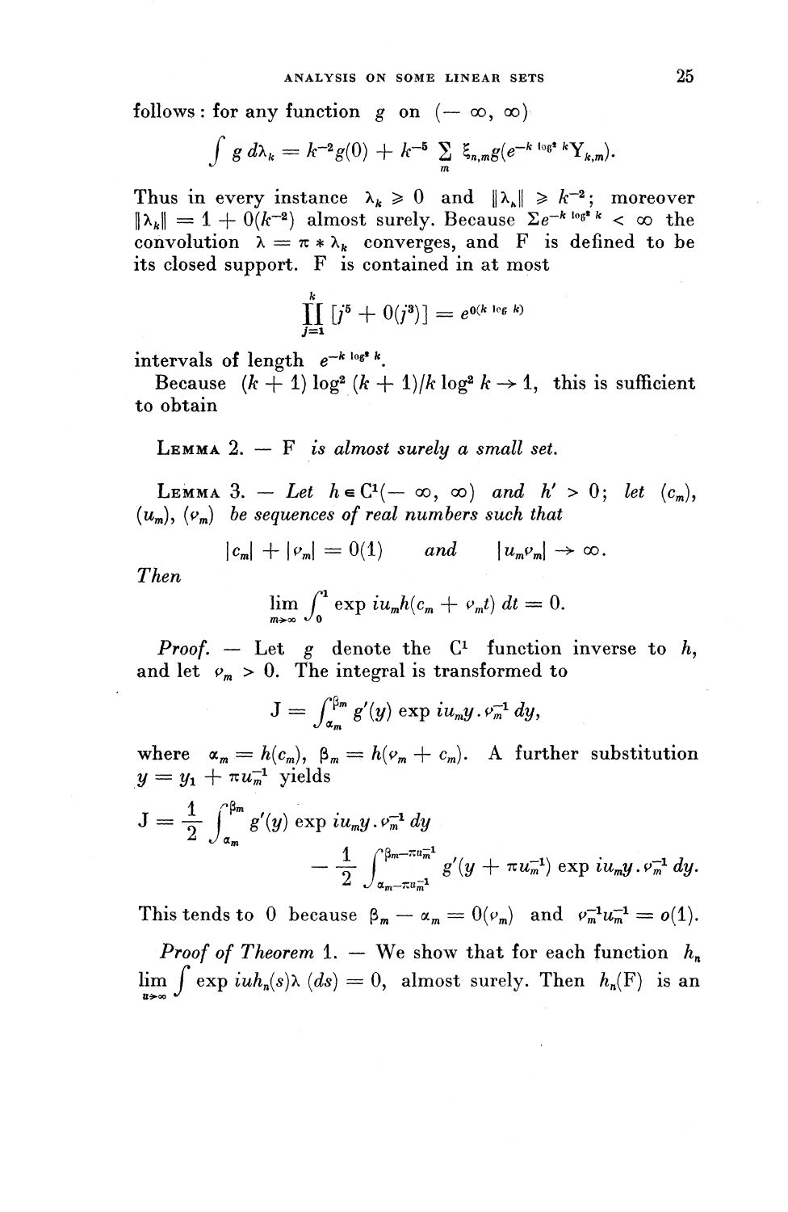follows: for any function $g$ on $(-\infty, \infty)$

$$\int g \, d\lambda_k = k^{-2} g(0) + k^{-5} \sum_m \xi_{n,m} g(e^{-k \log^2 k} Y_{k,m}).$$

Thus in every instance $\lambda_k \geq 0$ and $\|\lambda_k\| \geq k^{-2}$; moreover $\|\lambda_k\| = 1 + 0(k^{-2})$ almost surely. Because $\Sigma e^{-k \log^2 k} < \infty$ the convolution $\lambda = \pi * \lambda_k$ converges, and F is defined to be its closed support. F is contained in at most

$$\prod_{j=1}^{k} [j^5 + 0(j^3)] = e^{0(k \log k)}$$

intervals of length $e^{-k \log^2 k}$.

Because $(k+1) \log^2 (k+1)/k \log^2 k \to 1$, this is sufficient to obtain

LEMMA 2. — *F is almost surely a small set.*

LEMMA 3. — *Let $h \in C^1(-\infty, \infty)$ and $h' > 0$; let $(c_m)$, $(u_m)$, $(v_m)$ be sequences of real numbers such that*

$$|c_m| + |v_m| = 0(1) \qquad \text{and} \qquad |u_m v_m| \to \infty.$$

*Then*

$$\lim_{m \to \infty} \int_0^1 \exp iu_m h(c_m + v_m t) \, dt = 0.$$

*Proof.* — Let $g$ denote the $C^1$ function inverse to $h$, and let $v_m > 0$. The integral is transformed to

$$J = \int_{\alpha_m}^{\beta_m} g'(y) \exp iu_m y . v_m^{-1} \, dy,$$

where $\alpha_m = h(c_m)$, $\beta_m = h(v_m + c_m)$. A further substitution $y = y_1 + \pi u_m^{-1}$ yields

$$J = \frac{1}{2} \int_{\alpha_m}^{\beta_m} g'(y) \exp iu_m y . v_m^{-1} \, dy - \frac{1}{2} \int_{\alpha_m - \pi u_m^{-1}}^{\beta_m - \pi u_m^{-1}} g'(y + \pi u_m^{-1}) \exp iu_m y . v_m^{-1} \, dy.$$

This tends to 0 because $\beta_m - \alpha_m = 0(v_m)$ and $v_m^{-1} u_m^{-1} = o(1)$.

*Proof of Theorem* 1. — We show that for each function $h_n$ $\lim_{u \to \infty} \int \exp iuh_n(s) \lambda \, (ds) = 0$, almost surely. Then $h_n(F)$ is an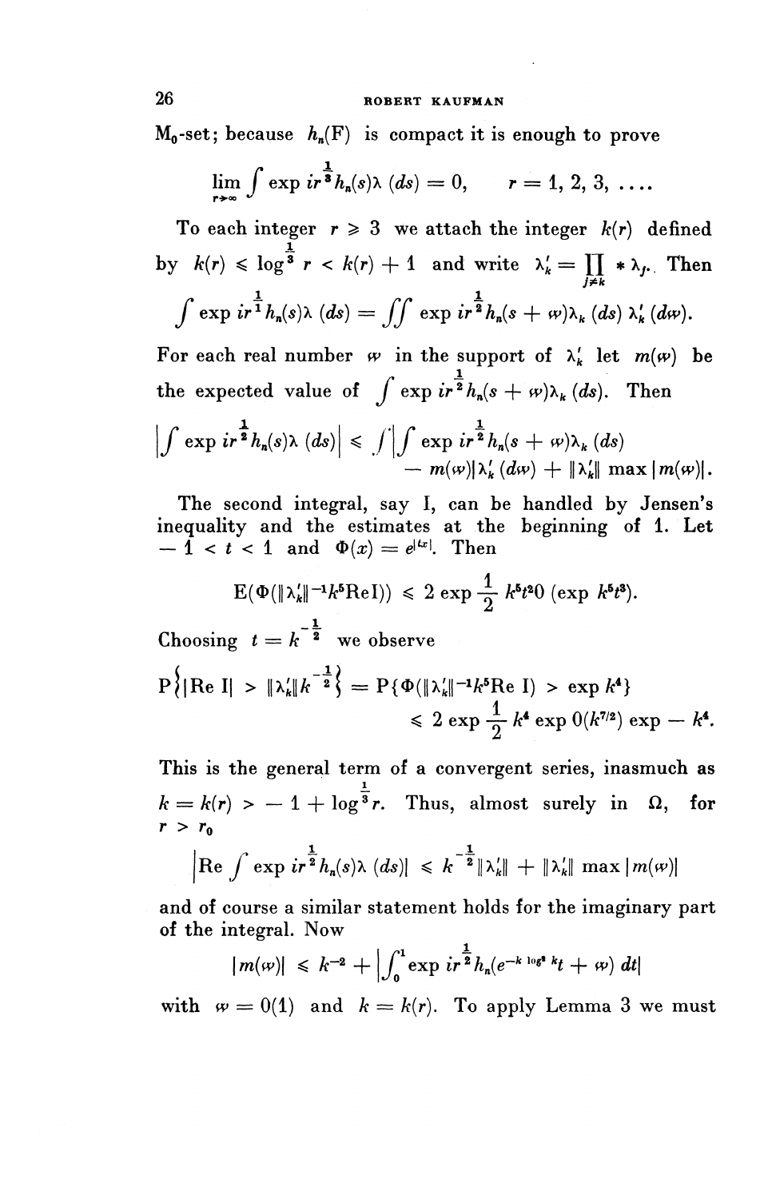$M_0$-set; because $h_n(F)$ is compact it is enough to prove

$$\lim_{r\to\infty} \int \exp ir^{\frac{1}{3}} h_n(s)\lambda\,(ds) = 0, \qquad r = 1, 2, 3, \ldots.$$

To each integer $r \geqslant 3$ we attach the integer $k(r)$ defined by $k(r) \leqslant \log^{\frac{1}{3}} r < k(r) + 1$ and write $\lambda'_k = \prod_{j\neq k} * \lambda_j$. Then

$$\int \exp ir^{\frac{1}{1}} h_n(s)\lambda\,(ds) = \iint \exp ir^{\frac{1}{2}} h_n(s+w)\lambda_k\,(ds)\,\lambda'_k\,(dw).$$

For each real number $w$ in the support of $\lambda'_k$ let $m(w)$ be the expected value of $\int \exp ir^{\frac{1}{2}} h_n(s+w)\lambda_k\,(ds)$. Then

$$\left|\int \exp ir^{\frac{1}{2}} h_n(s)\lambda\,(ds)\right| \leqslant \int \left|\int \exp ir^{\frac{1}{2}} h_n(s+w)\lambda_k\,(ds) - m(w)\right|\lambda'_k\,(dw) + \|\lambda'_k\| \max|m(w)|.$$

The second integral, say I, can be handled by Jensen's inequality and the estimates at the beginning of 1. Let $-1 < t < 1$ and $\Phi(x) = e^{|tx|}$. Then

$$E(\Phi(\|\lambda'_k\|^{-1}k^5 \mathrm{Re}\,\mathrm{I})) \leqslant 2 \exp \frac{1}{2} k^5 t^2 0\,(\exp k^5 t^3).$$

Choosing $t = k^{-\frac{1}{2}}$ we observe

$$P\left\{|\mathrm{Re}\,\mathrm{I}| > \|\lambda'_k\| k^{-\frac{1}{2}}\right\} = P\{\Phi(\|\lambda'_k\|^{-1}k^5 \mathrm{Re}\,\mathrm{I}) > \exp k^4\} \leqslant 2 \exp \frac{1}{2} k^4 \exp 0(k^{7/2}) \exp - k^4.$$

This is the general term of a convergent series, inasmuch as $k = k(r) > -1 + \log^{\frac{1}{3}} r$. Thus, almost surely in $\Omega$, for $r > r_0$

$$\left|\mathrm{Re} \int \exp ir^{\frac{1}{2}} h_n(s)\lambda\,(ds)\right| \leqslant k^{-\frac{1}{2}}\|\lambda'_k\| + \|\lambda'_k\| \max|m(w)|$$

and of course a similar statement holds for the imaginary part of the integral. Now

$$|m(w)| \leqslant k^{-2} + \left|\int_0^1 \exp ir^{\frac{1}{2}} h_n(e^{-k\log^2 k} t + w)\,dt\right|$$

with $w = 0(1)$ and $k = k(r)$. To apply Lemma 3 we must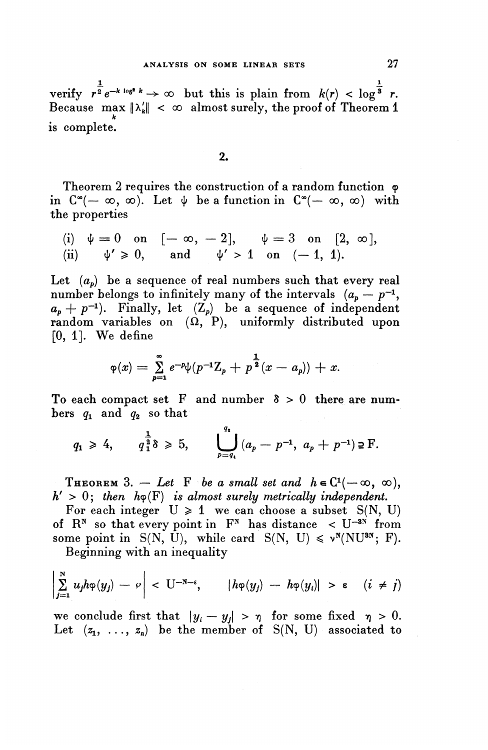verify $r^{\frac{1}{2}} e^{-k \log^2 k} \to \infty$ but this is plain from $k(r) < \log^{\frac{1}{3}} r$. Because $\max_k \|\lambda_k'\| < \infty$ almost surely, the proof of Theorem 1 is complete.

## 2.

Theorem 2 requires the construction of a random function $\varphi$ in $C^\infty(-\infty, \infty)$. Let $\psi$ be a function in $C^\infty(-\infty, \infty)$ with the properties

(i) $\psi = 0$ on $[-\infty, -2]$, $\psi = 3$ on $[2, \infty]$,
(ii) $\psi' \geqslant 0$, and $\psi' > 1$ on $(-1, 1)$.

Let $(a_p)$ be a sequence of real numbers such that every real number belongs to infinitely many of the intervals $(a_p - p^{-1}, a_p + p^{-1})$. Finally, let $(Z_p)$ be a sequence of independent random variables on $(\Omega, P)$, uniformly distributed upon $[0, 1]$. We define

$$\varphi(x) = \sum_{p=1}^{\infty} e^{-p} \psi(p^{-1} Z_p + p^{\frac{1}{2}}(x - a_p)) + x.$$

To each compact set F and number $\delta > 0$ there are numbers $q_1$ and $q_2$ so that

$$q_1 \geqslant 4, \qquad q_1^{\frac{1}{2}} \delta \geqslant 5, \qquad \bigcup_{p=q_1}^{q_2} (a_p - p^{-1}, a_p + p^{-1}) \supseteq F.$$

**Theorem 3.** — *Let* F *be a small set and* $h \in C^1(-\infty, \infty)$, $h' > 0$; *then* $h\varphi(F)$ *is almost surely metrically independent.*

For each integer $U \geqslant 1$ we can choose a subset $S(N, U)$ of $R^N$ so that every point in $F^N$ has distance $< U^{-3N}$ from some point in $S(N, U)$, while card $S(N, U) \leqslant \nu^N(NU^{3N}; F)$.

Beginning with an inequality

$$\left| \sum_{j=1}^{N} u_j h\varphi(y_j) - \nu \right| < U^{-N-\varepsilon}, \qquad |h\varphi(y_j) - h\varphi(y_i)| > \varepsilon \quad (i \neq j)$$

we conclude first that $|y_i - y_j| > \eta$ for some fixed $\eta > 0$. Let $(z_1, \ldots, z_n)$ be the member of $S(N, U)$ associated to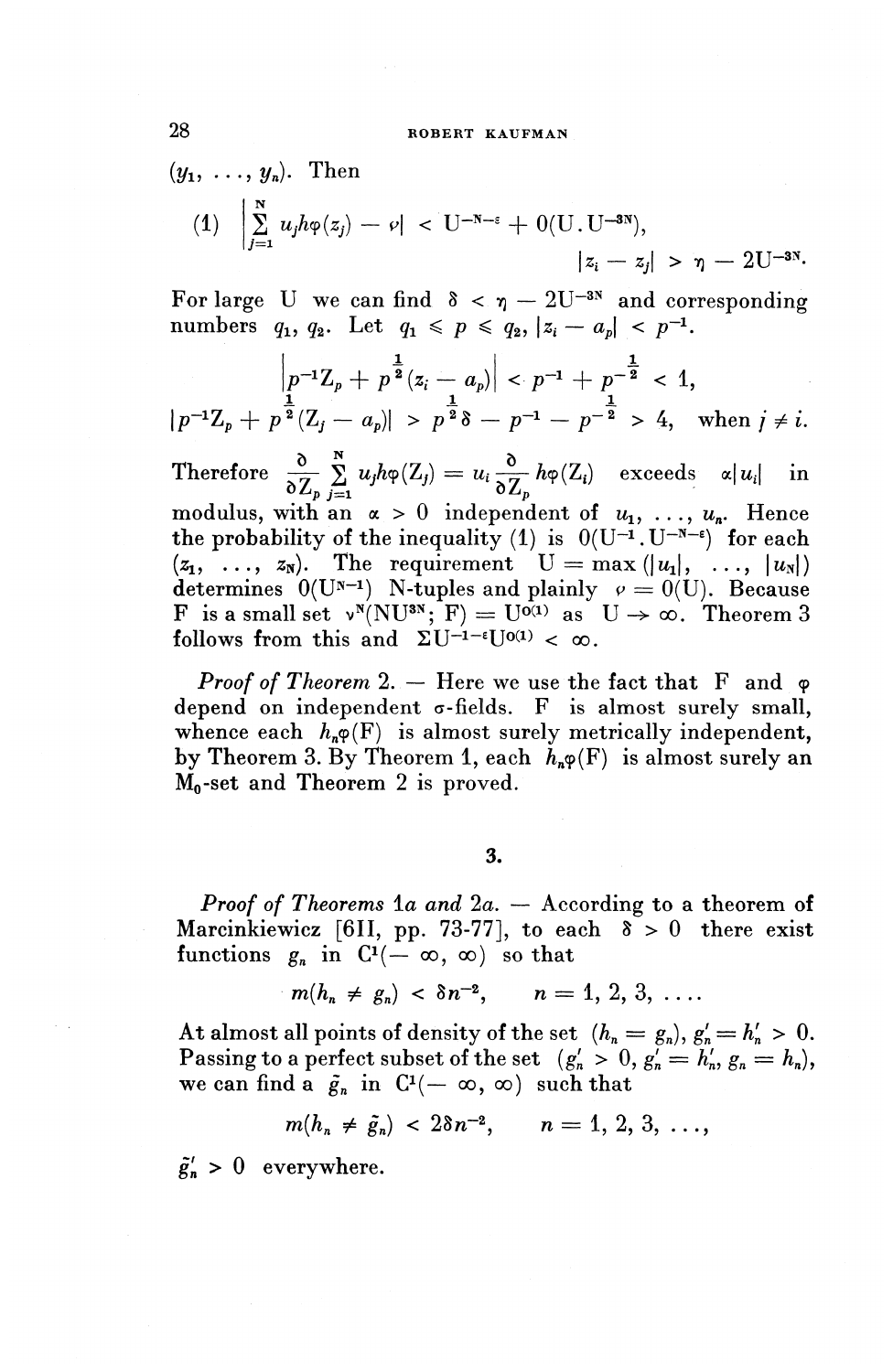$(y_1, \ldots, y_n)$. Then

$$(1) \quad \left|\sum_{j=1}^{N} u_j h\varphi(z_j) - \nu\right| < U^{-N-\varepsilon} + 0(U . U^{-3N}),$$

$$|z_i - z_j| > \eta - 2U^{-3N}.$$

For large U we can find $\delta < \eta - 2U^{-3N}$ and corresponding numbers $q_1$, $q_2$. Let $q_1 \leqslant p \leqslant q_2$, $|z_i - a_p| < p^{-1}$.

$$\left|p^{-1}Z_p + p^{\frac{1}{2}}(z_i - a_p)\right| < p^{-1} + p^{-\frac{1}{2}} < 1,$$

$$|p^{-1}Z_p + p^{\frac{1}{2}}(Z_j - a_p)| > p^{\frac{1}{2}}\delta - p^{-1} - p^{-\frac{1}{2}} > 4, \quad \text{when } j \neq i.$$

Therefore $\dfrac{\partial}{\partial Z_p} \sum_{j=1}^{N} u_j h\varphi(Z_j) = u_i \dfrac{\partial}{\partial Z_p} h\varphi(Z_i)$ exceeds $\alpha|u_i|$ in modulus, with an $\alpha > 0$ independent of $u_1, \ldots, u_n$. Hence the probability of the inequality (1) is $0(U^{-1} . U^{-N-\varepsilon})$ for each $(z_1, \ldots, z_N)$. The requirement $U = \max(|u_1|, \ldots, |u_N|)$ determines $0(U^{N-1})$ N-tuples and plainly $\nu = 0(U)$. Because F is a small set $\nu^N(NU^{3N}; F) = U^{o(1)}$ as $U \to \infty$. Theorem 3 follows from this and $\Sigma U^{-1-\varepsilon} U^{o(1)} < \infty$.

*Proof of Theorem* 2. — Here we use the fact that F and $\varphi$ depend on independent $\sigma$-fields. F is almost surely small, whence each $h_n\varphi(F)$ is almost surely metrically independent, by Theorem 3. By Theorem 1, each $h_n\varphi(F)$ is almost surely an $M_0$-set and Theorem 2 is proved.

## 3.

*Proof of Theorems 1a and 2a.* — According to a theorem of Marcinkiewicz [6II, pp. 73-77], to each $\delta > 0$ there exist functions $g_n$ in $C^1(-\infty, \infty)$ so that

$$m(h_n \neq g_n) < \delta n^{-2}, \qquad n = 1, 2, 3, \ldots.$$

At almost all points of density of the set $(h_n = g_n)$, $g'_n = h'_n > 0$. Passing to a perfect subset of the set $(g'_n > 0, g'_n = h'_n, g_n = h_n)$, we can find a $\tilde{g}_n$ in $C^1(-\infty, \infty)$ such that

$$m(h_n \neq \tilde{g}_n) < 2\delta n^{-2}, \qquad n = 1, 2, 3, \ldots,$$

$\tilde{g}'_n > 0$ everywhere.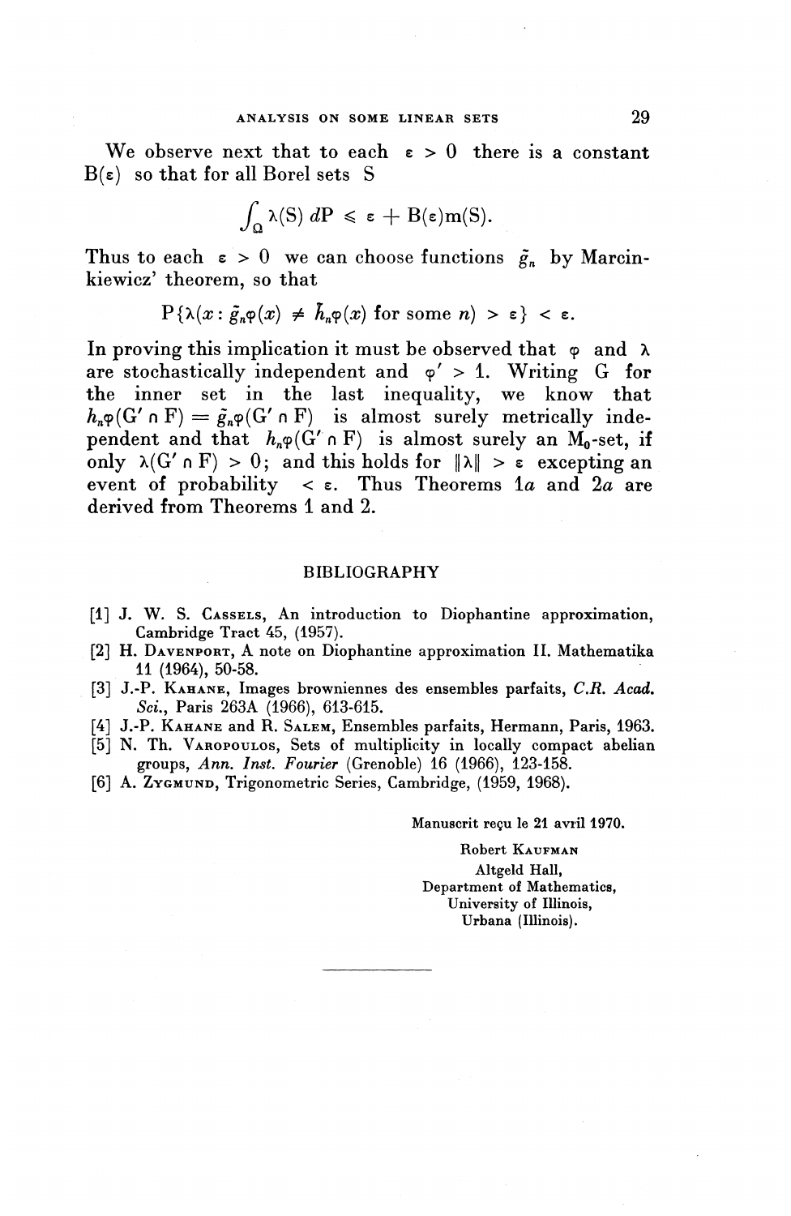We observe next that to each $\varepsilon > 0$ there is a constant $B(\varepsilon)$ so that for all Borel sets S

$$\int_\Omega \lambda(S)\, dP \leqslant \varepsilon + B(\varepsilon)m(S).$$

Thus to each $\varepsilon > 0$ we can choose functions $\tilde{g}_n$ by Marcinkiewicz' theorem, so that

$$P\{\lambda(x : \tilde{g}_n\varphi(x) \neq \tilde{h}_n\varphi(x) \text{ for some } n) > \varepsilon\} < \varepsilon.$$

In proving this implication it must be observed that $\varphi$ and $\lambda$ are stochastically independent and $\varphi' > 1$. Writing G for the inner set in the last inequality, we know that $h_n\varphi(G' \cap F) = \tilde{g}_n\varphi(G' \cap F)$ is almost surely metrically independent and that $h_n\varphi(G' \cap F)$ is almost surely an $M_0$-set, if only $\lambda(G' \cap F) > 0$; and this holds for $\|\lambda\| > \varepsilon$ excepting an event of probability $< \varepsilon$. Thus Theorems 1*a* and 2*a* are derived from Theorems 1 and 2.

## BIBLIOGRAPHY

[1] J. W. S. Cassels, An introduction to Diophantine approximation, Cambridge Tract 45, (1957).

[2] H. Davenport, A note on Diophantine approximation II. Mathematika 11 (1964), 50-58.

[3] J.-P. Kahane, Images browniennes des ensembles parfaits, *C.R. Acad. Sci.*, Paris 263A (1966), 613-615.

[4] J.-P. Kahane and R. Salem, Ensembles parfaits, Hermann, Paris, 1963.

[5] N. Th. Varopoulos, Sets of multiplicity in locally compact abelian groups, *Ann. Inst. Fourier* (Grenoble) 16 (1966), 123-158.

[6] A. Zygmund, Trigonometric Series, Cambridge, (1959, 1968).

Manuscrit reçu le 21 avril 1970.

Robert Kaufman
Altgeld Hall,
Department of Mathematics,
University of Illinois,
Urbana (Illinois).